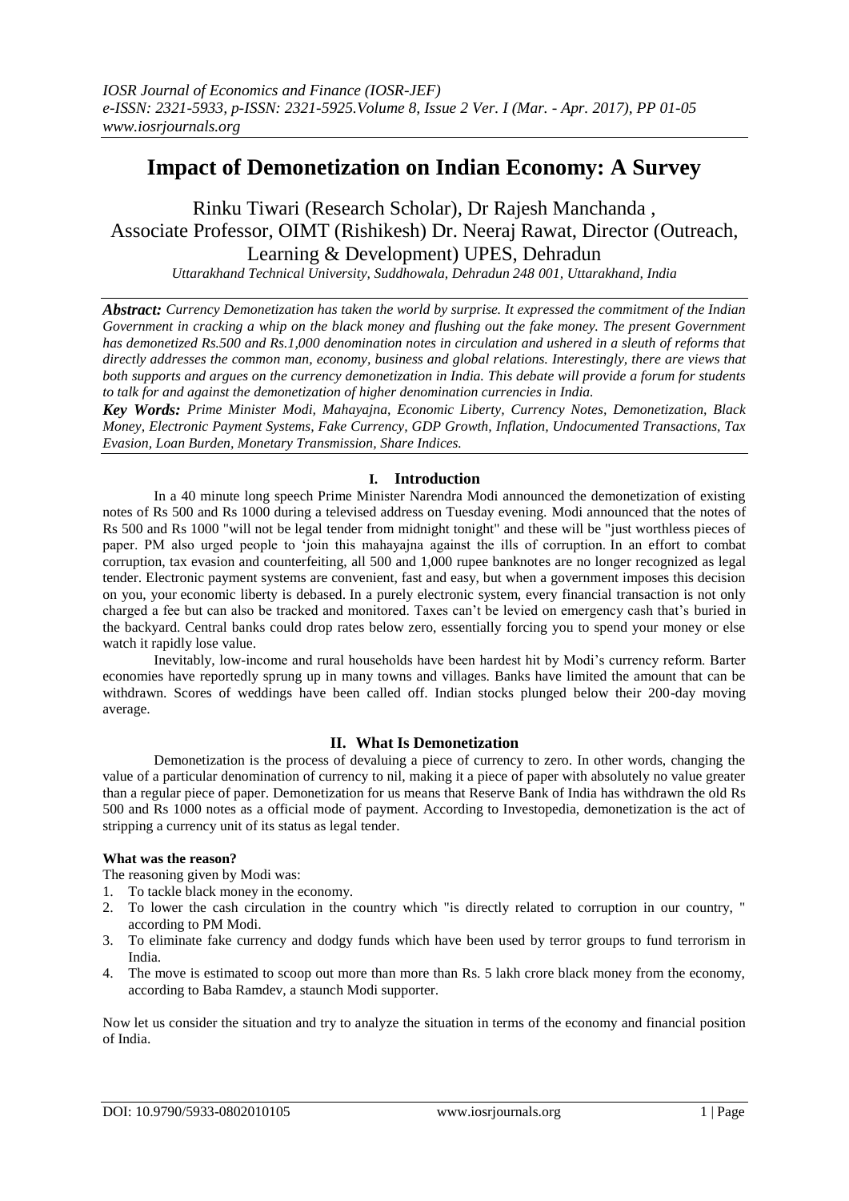# Impact of Demonetization on Indian Economy: A Survey

Rinku Tiwari (Research Scholar), Dr Rajesh Manchanda , Associate Professor, OIMT (Rishikesh) Dr. Neeraj Rawat, Director (Outreach, Learning & Development) UPES, Dehradun

*Uttarakhand Technical University, Suddhowala, Dehradun 248 001, Uttarakhand, India*

***Abstract:*** *Currency Demonetization has taken the world by surprise. It expressed the commitment of the Indian Government in cracking a whip on the black money and flushing out the fake money. The present Government has demonetized Rs.500 and Rs.1,000 denomination notes in circulation and ushered in a sleuth of reforms that directly addresses the common man, economy, business and global relations. Interestingly, there are views that both supports and argues on the currency demonetization in India. This debate will provide a forum for students to talk for and against the demonetization of higher denomination currencies in India.*

***Key Words:*** *Prime Minister Modi, Mahayajna, Economic Liberty, Currency Notes, Demonetization, Black Money, Electronic Payment Systems, Fake Currency, GDP Growth, Inflation, Undocumented Transactions, Tax Evasion, Loan Burden, Monetary Transmission, Share Indices.*

## I. Introduction

In a 40 minute long speech Prime Minister Narendra Modi announced the demonetization of existing notes of Rs 500 and Rs 1000 during a televised address on Tuesday evening. Modi announced that the notes of Rs 500 and Rs 1000 "will not be legal tender from midnight tonight" and these will be "just worthless pieces of paper. PM also urged people to 'join this mahayajna against the ills of corruption. In an effort to combat corruption, tax evasion and counterfeiting, all 500 and 1,000 rupee banknotes are no longer recognized as legal tender. Electronic payment systems are convenient, fast and easy, but when a government imposes this decision on you, your economic liberty is debased. In a purely electronic system, every financial transaction is not only charged a fee but can also be tracked and monitored. Taxes can't be levied on emergency cash that's buried in the backyard. Central banks could drop rates below zero, essentially forcing you to spend your money or else watch it rapidly lose value.

Inevitably, low-income and rural households have been hardest hit by Modi's currency reform. Barter economies have reportedly sprung up in many towns and villages. Banks have limited the amount that can be withdrawn. Scores of weddings have been called off. Indian stocks plunged below their 200-day moving average.

## II. What Is Demonetization

Demonetization is the process of devaluing a piece of currency to zero. In other words, changing the value of a particular denomination of currency to nil, making it a piece of paper with absolutely no value greater than a regular piece of paper. Demonetization for us means that Reserve Bank of India has withdrawn the old Rs 500 and Rs 1000 notes as a official mode of payment. According to Investopedia, demonetization is the act of stripping a currency unit of its status as legal tender.

**What was the reason?**

The reasoning given by Modi was:

1. To tackle black money in the economy.
2. To lower the cash circulation in the country which "is directly related to corruption in our country, " according to PM Modi.
3. To eliminate fake currency and dodgy funds which have been used by terror groups to fund terrorism in India.
4. The move is estimated to scoop out more than more than Rs. 5 lakh crore black money from the economy, according to Baba Ramdev, a staunch Modi supporter.

Now let us consider the situation and try to analyze the situation in terms of the economy and financial position of India.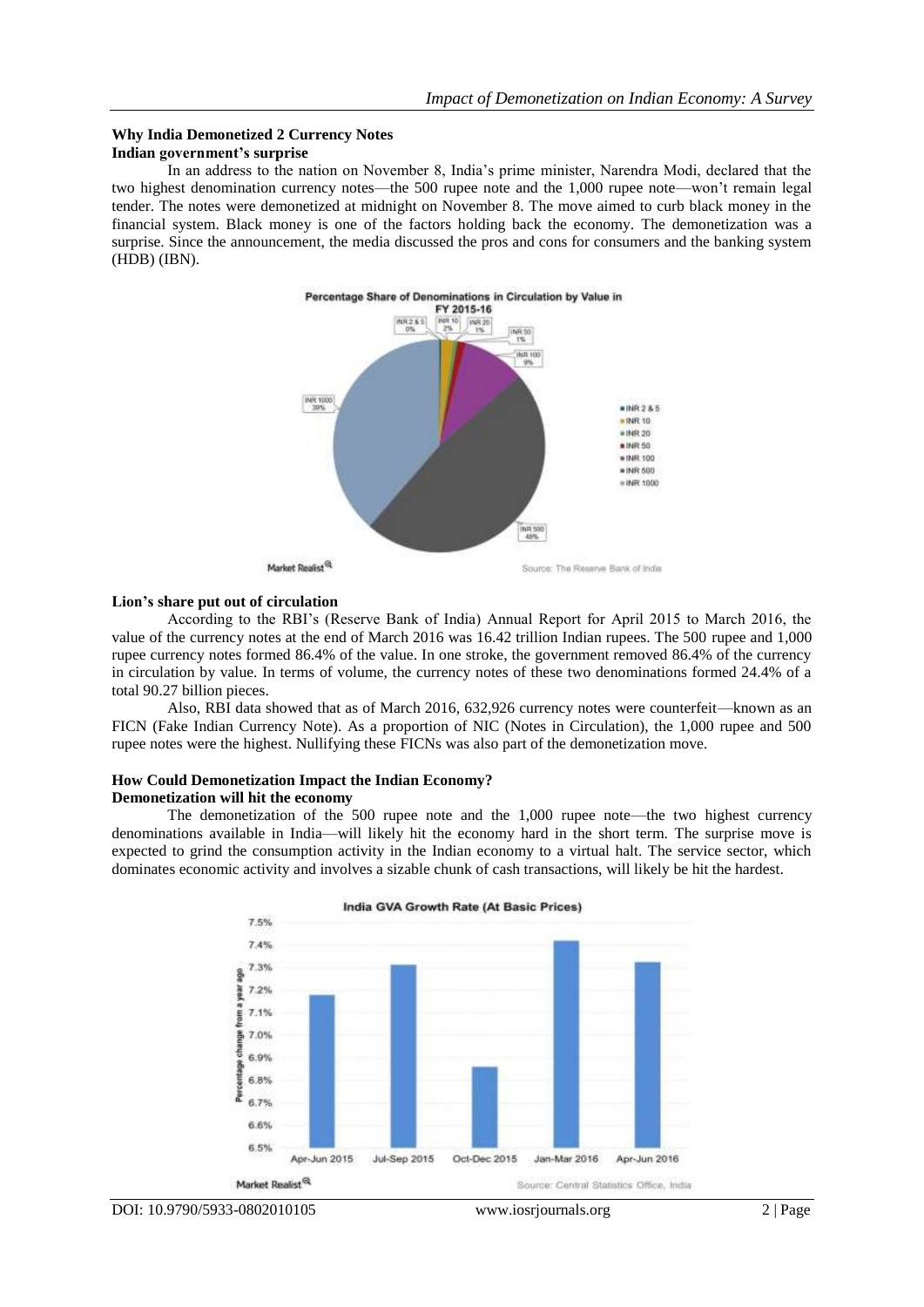### Why India Demonetized 2 Currency Notes

**Indian government's surprise**

In an address to the nation on November 8, India's prime minister, Narendra Modi, declared that the two highest denomination currency notes—the 500 rupee note and the 1,000 rupee note—won't remain legal tender. The notes were demonetized at midnight on November 8. The move aimed to curb black money in the financial system. Black money is one of the factors holding back the economy. The demonetization was a surprise. Since the announcement, the media discussed the pros and cons for consumers and the banking system (HDB) (IBN).

**Lion's share put out of circulation**

According to the RBI's (Reserve Bank of India) Annual Report for April 2015 to March 2016, the value of the currency notes at the end of March 2016 was 16.42 trillion Indian rupees. The 500 rupee and 1,000 rupee currency notes formed 86.4% of the value. In one stroke, the government removed 86.4% of the currency in circulation by value. In terms of volume, the currency notes of these two denominations formed 24.4% of a total 90.27 billion pieces.

Also, RBI data showed that as of March 2016, 632,926 currency notes were counterfeit—known as an FICN (Fake Indian Currency Note). As a proportion of NIC (Notes in Circulation), the 1,000 rupee and 500 rupee notes were the highest. Nullifying these FICNs was also part of the demonetization move.

### How Could Demonetization Impact the Indian Economy?

**Demonetization will hit the economy**

The demonetization of the 500 rupee note and the 1,000 rupee note—the two highest currency denominations available in India—will likely hit the economy hard in the short term. The surprise move is expected to grind the consumption activity in the Indian economy to a virtual halt. The service sector, which dominates economic activity and involves a sizable chunk of cash transactions, will likely be hit the hardest.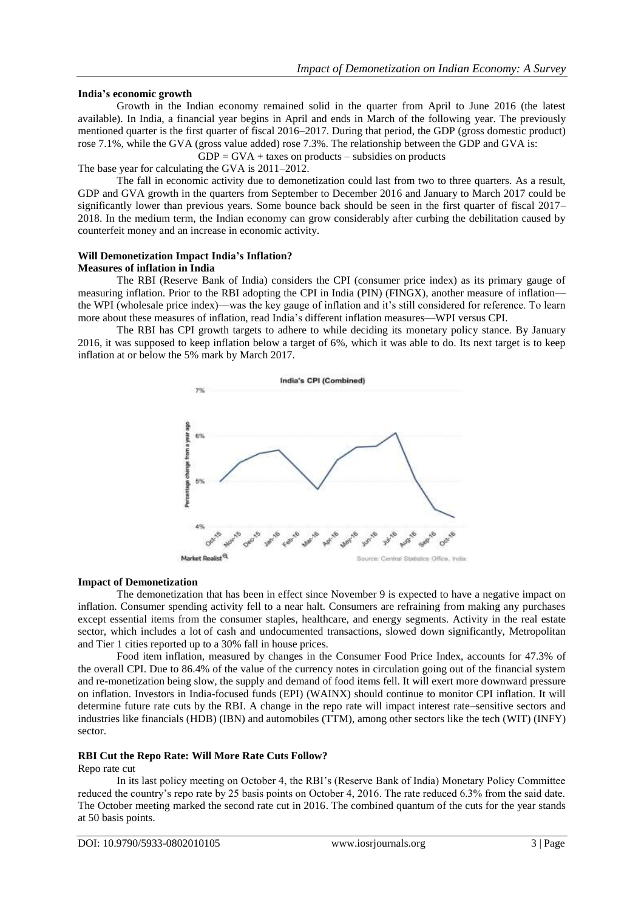#### India's economic growth

Growth in the Indian economy remained solid in the quarter from April to June 2016 (the latest available). In India, a financial year begins in April and ends in March of the following year. The previously mentioned quarter is the first quarter of fiscal 2016–2017. During that period, the GDP (gross domestic product) rose 7.1%, while the GVA (gross value added) rose 7.3%. The relationship between the GDP and GVA is:

$$\text{GDP} = \text{GVA} + \text{taxes on products} - \text{subsidies on products}$$

The base year for calculating the GVA is 2011–2012.

The fall in economic activity due to demonetization could last from two to three quarters. As a result, GDP and GVA growth in the quarters from September to December 2016 and January to March 2017 could be significantly lower than previous years. Some bounce back should be seen in the first quarter of fiscal 2017–2018. In the medium term, the Indian economy can grow considerably after curbing the debilitation caused by counterfeit money and an increase in economic activity.

#### Will Demonetization Impact India's Inflation?

#### Measures of inflation in India

The RBI (Reserve Bank of India) considers the CPI (consumer price index) as its primary gauge of measuring inflation. Prior to the RBI adopting the CPI in India (PIN) (FINGX), another measure of inflation—the WPI (wholesale price index)—was the key gauge of inflation and it's still considered for reference. To learn more about these measures of inflation, read India's different inflation measures—WPI versus CPI.

The RBI has CPI growth targets to adhere to while deciding its monetary policy stance. By January 2016, it was supposed to keep inflation below a target of 6%, which it was able to do. Its next target is to keep inflation at or below the 5% mark by March 2017.

India's CPI (Combined)

Market Realist — Source: Central Statistics Office, India

#### Impact of Demonetization

The demonetization that has been in effect since November 9 is expected to have a negative impact on inflation. Consumer spending activity fell to a near halt. Consumers are refraining from making any purchases except essential items from the consumer staples, healthcare, and energy segments. Activity in the real estate sector, which includes a lot of cash and undocumented transactions, slowed down significantly, Metropolitan and Tier 1 cities reported up to a 30% fall in house prices.

Food item inflation, measured by changes in the Consumer Food Price Index, accounts for 47.3% of the overall CPI. Due to 86.4% of the value of the currency notes in circulation going out of the financial system and re-monetization being slow, the supply and demand of food items fell. It will exert more downward pressure on inflation. Investors in India-focused funds (EPI) (WAINX) should continue to monitor CPI inflation. It will determine future rate cuts by the RBI. A change in the repo rate will impact interest rate–sensitive sectors and industries like financials (HDB) (IBN) and automobiles (TTM), among other sectors like the tech (WIT) (INFY) sector.

#### RBI Cut the Repo Rate: Will More Rate Cuts Follow?

Repo rate cut

In its last policy meeting on October 4, the RBI's (Reserve Bank of India) Monetary Policy Committee reduced the country's repo rate by 25 basis points on October 4, 2016. The rate reduced 6.3% from the said date. The October meeting marked the second rate cut in 2016. The combined quantum of the cuts for the year stands at 50 basis points.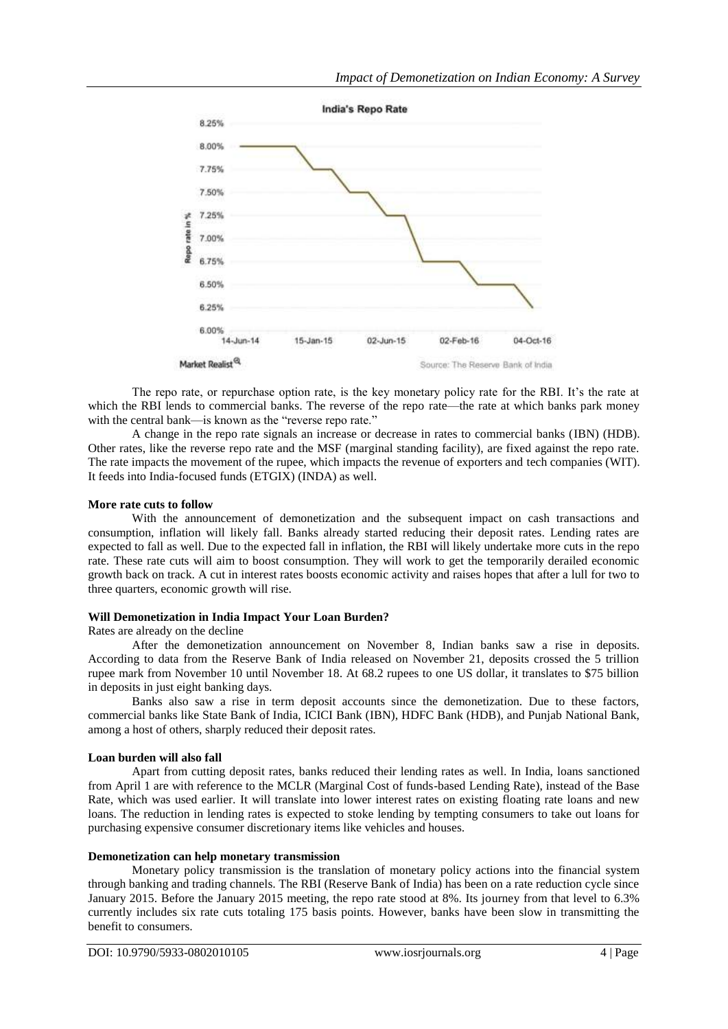The repo rate, or repurchase option rate, is the key monetary policy rate for the RBI. It's the rate at which the RBI lends to commercial banks. The reverse of the repo rate—the rate at which banks park money with the central bank—is known as the "reverse repo rate."

A change in the repo rate signals an increase or decrease in rates to commercial banks (IBN) (HDB). Other rates, like the reverse repo rate and the MSF (marginal standing facility), are fixed against the repo rate. The rate impacts the movement of the rupee, which impacts the revenue of exporters and tech companies (WIT). It feeds into India-focused funds (ETGIX) (INDA) as well.

**More rate cuts to follow**

With the announcement of demonetization and the subsequent impact on cash transactions and consumption, inflation will likely fall. Banks already started reducing their deposit rates. Lending rates are expected to fall as well. Due to the expected fall in inflation, the RBI will likely undertake more cuts in the repo rate. These rate cuts will aim to boost consumption. They will work to get the temporarily derailed economic growth back on track. A cut in interest rates boosts economic activity and raises hopes that after a lull for two to three quarters, economic growth will rise.

**Will Demonetization in India Impact Your Loan Burden?**

Rates are already on the decline

After the demonetization announcement on November 8, Indian banks saw a rise in deposits. According to data from the Reserve Bank of India released on November 21, deposits crossed the 5 trillion rupee mark from November 10 until November 18. At 68.2 rupees to one US dollar, it translates to $75 billion in deposits in just eight banking days.

Banks also saw a rise in term deposit accounts since the demonetization. Due to these factors, commercial banks like State Bank of India, ICICI Bank (IBN), HDFC Bank (HDB), and Punjab National Bank, among a host of others, sharply reduced their deposit rates.

**Loan burden will also fall**

Apart from cutting deposit rates, banks reduced their lending rates as well. In India, loans sanctioned from April 1 are with reference to the MCLR (Marginal Cost of funds-based Lending Rate), instead of the Base Rate, which was used earlier. It will translate into lower interest rates on existing floating rate loans and new loans. The reduction in lending rates is expected to stoke lending by tempting consumers to take out loans for purchasing expensive consumer discretionary items like vehicles and houses.

**Demonetization can help monetary transmission**

Monetary policy transmission is the translation of monetary policy actions into the financial system through banking and trading channels. The RBI (Reserve Bank of India) has been on a rate reduction cycle since January 2015. Before the January 2015 meeting, the repo rate stood at 8%. Its journey from that level to 6.3% currently includes six rate cuts totaling 175 basis points. However, banks have been slow in transmitting the benefit to consumers.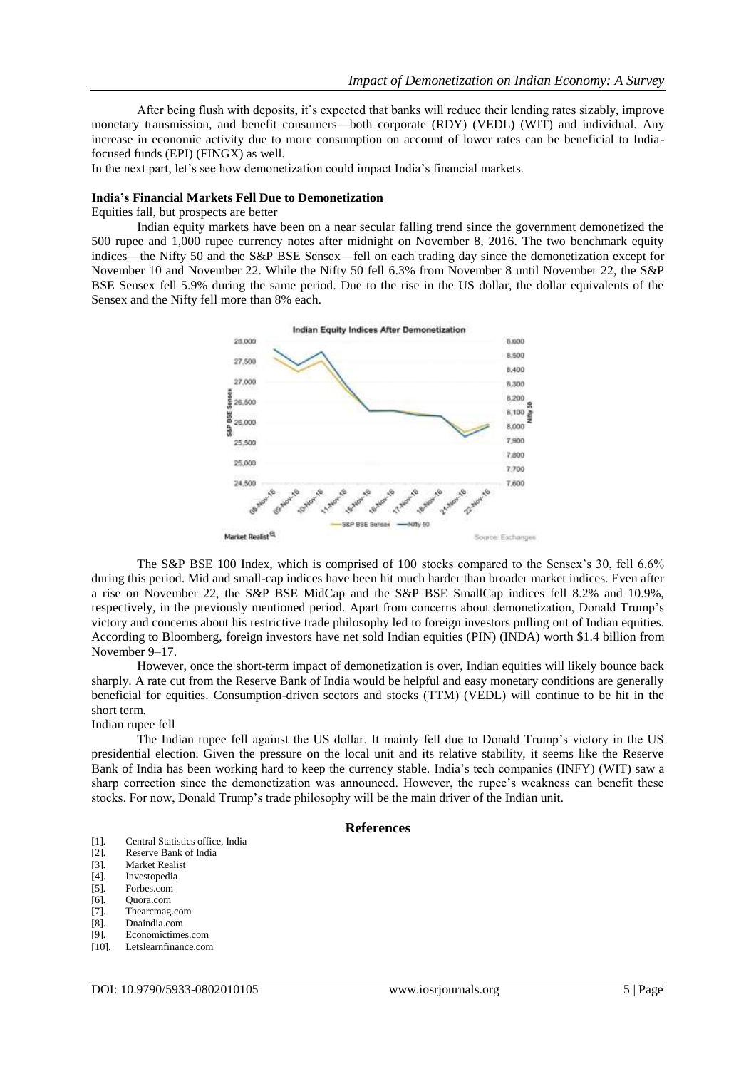After being flush with deposits, it's expected that banks will reduce their lending rates sizably, improve monetary transmission, and benefit consumers—both corporate (RDY) (VEDL) (WIT) and individual. Any increase in economic activity due to more consumption on account of lower rates can be beneficial to India-focused funds (EPI) (FINGX) as well.

In the next part, let's see how demonetization could impact India's financial markets.

**India's Financial Markets Fell Due to Demonetization**

Equities fall, but prospects are better

Indian equity markets have been on a near secular falling trend since the government demonetized the 500 rupee and 1,000 rupee currency notes after midnight on November 8, 2016. The two benchmark equity indices—the Nifty 50 and the S&P BSE Sensex—fell on each trading day since the demonetization except for November 10 and November 22. While the Nifty 50 fell 6.3% from November 8 until November 22, the S&P BSE Sensex fell 5.9% during the same period. Due to the rise in the US dollar, the dollar equivalents of the Sensex and the Nifty fell more than 8% each.

Indian Equity Indices After Demonetization

S&P BSE Sensex
28,000
27,500
27,000
26,500
26,000
25,500
25,000
24,500

Nifty 50
8,600
8,500
8,400
8,300
8,200
8,100
8,000
7,900
7,800
7,700
7,600

08-Nov-16 09-Nov-16 10-Nov-16 11-Nov-16 15-Nov-16 16-Nov-16 17-Nov-16 18-Nov-16 21-Nov-16 22-Nov-16

S&P BSE Sensex — Nifty 50

Market Realist

Source: Exchanges

The S&P BSE 100 Index, which is comprised of 100 stocks compared to the Sensex's 30, fell 6.6% during this period. Mid and small-cap indices have been hit much harder than broader market indices. Even after a rise on November 22, the S&P BSE MidCap and the S&P BSE SmallCap indices fell 8.2% and 10.9%, respectively, in the previously mentioned period. Apart from concerns about demonetization, Donald Trump's victory and concerns about his restrictive trade philosophy led to foreign investors pulling out of Indian equities. According to Bloomberg, foreign investors have net sold Indian equities (PIN) (INDA) worth $1.4 billion from November 9–17.

However, once the short-term impact of demonetization is over, Indian equities will likely bounce back sharply. A rate cut from the Reserve Bank of India would be helpful and easy monetary conditions are generally beneficial for equities. Consumption-driven sectors and stocks (TTM) (VEDL) will continue to be hit in the short term.

Indian rupee fell

The Indian rupee fell against the US dollar. It mainly fell due to Donald Trump's victory in the US presidential election. Given the pressure on the local unit and its relative stability, it seems like the Reserve Bank of India has been working hard to keep the currency stable. India's tech companies (INFY) (WIT) saw a sharp correction since the demonetization was announced. However, the rupee's weakness can benefit these stocks. For now, Donald Trump's trade philosophy will be the main driver of the Indian unit.

## References

[1]. Central Statistics office, India
[2]. Reserve Bank of India
[3]. Market Realist
[4]. Investopedia
[5]. Forbes.com
[6]. Quora.com
[7]. Thearcmag.com
[8]. Dnaindia.com
[9]. Economictimes.com
[10]. Letslearnfinance.com